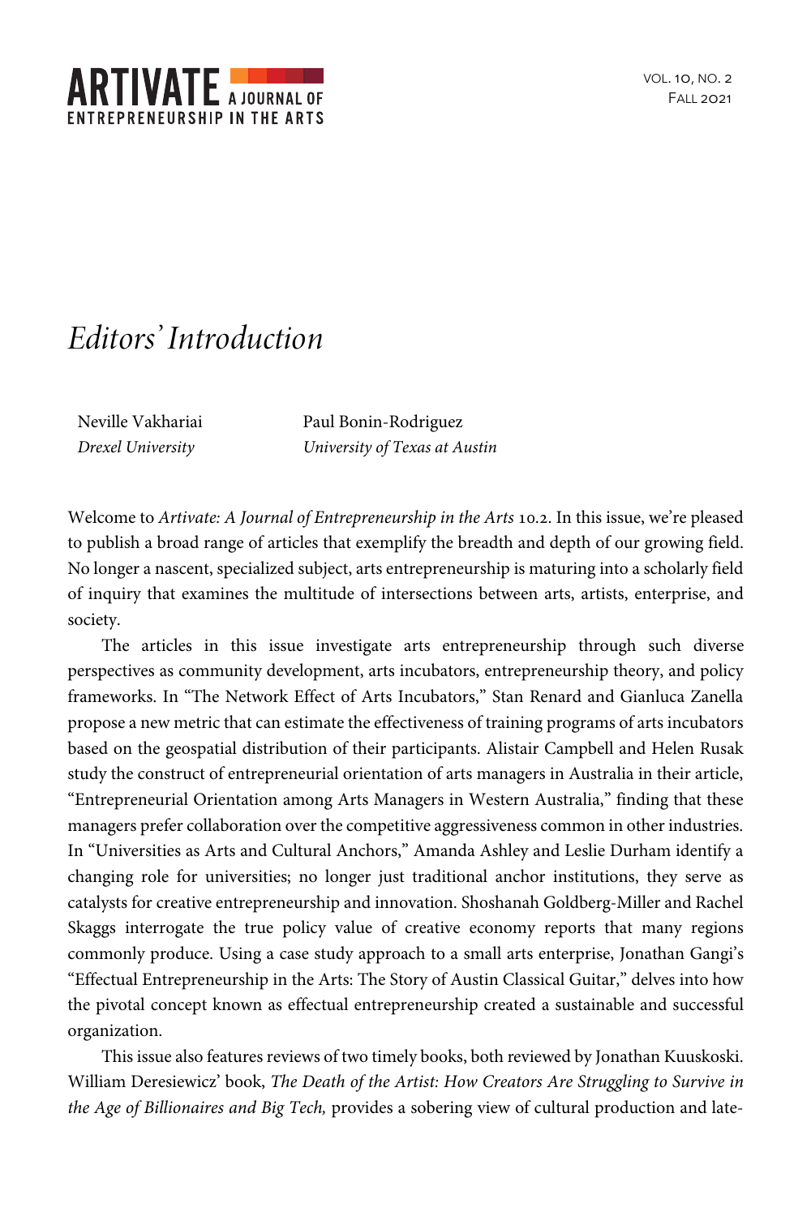# *Editors' Introduction*

Neville Vakhariai
*Drexel University*

Paul Bonin-Rodriguez
*University of Texas at Austin*

Welcome to *Artivate: A Journal of Entrepreneurship in the Arts* 10.2. In this issue, we're pleased to publish a broad range of articles that exemplify the breadth and depth of our growing field. No longer a nascent, specialized subject, arts entrepreneurship is maturing into a scholarly field of inquiry that examines the multitude of intersections between arts, artists, enterprise, and society.

The articles in this issue investigate arts entrepreneurship through such diverse perspectives as community development, arts incubators, entrepreneurship theory, and policy frameworks. In "The Network Effect of Arts Incubators," Stan Renard and Gianluca Zanella propose a new metric that can estimate the effectiveness of training programs of arts incubators based on the geospatial distribution of their participants. Alistair Campbell and Helen Rusak study the construct of entrepreneurial orientation of arts managers in Australia in their article, "Entrepreneurial Orientation among Arts Managers in Western Australia," finding that these managers prefer collaboration over the competitive aggressiveness common in other industries. In "Universities as Arts and Cultural Anchors," Amanda Ashley and Leslie Durham identify a changing role for universities; no longer just traditional anchor institutions, they serve as catalysts for creative entrepreneurship and innovation. Shoshanah Goldberg-Miller and Rachel Skaggs interrogate the true policy value of creative economy reports that many regions commonly produce. Using a case study approach to a small arts enterprise, Jonathan Gangi's "Effectual Entrepreneurship in the Arts: The Story of Austin Classical Guitar," delves into how the pivotal concept known as effectual entrepreneurship created a sustainable and successful organization.

This issue also features reviews of two timely books, both reviewed by Jonathan Kuuskoski. William Deresiewicz' book, *The Death of the Artist: How Creators Are Struggling to Survive in the Age of Billionaires and Big Tech,* provides a sobering view of cultural production and late-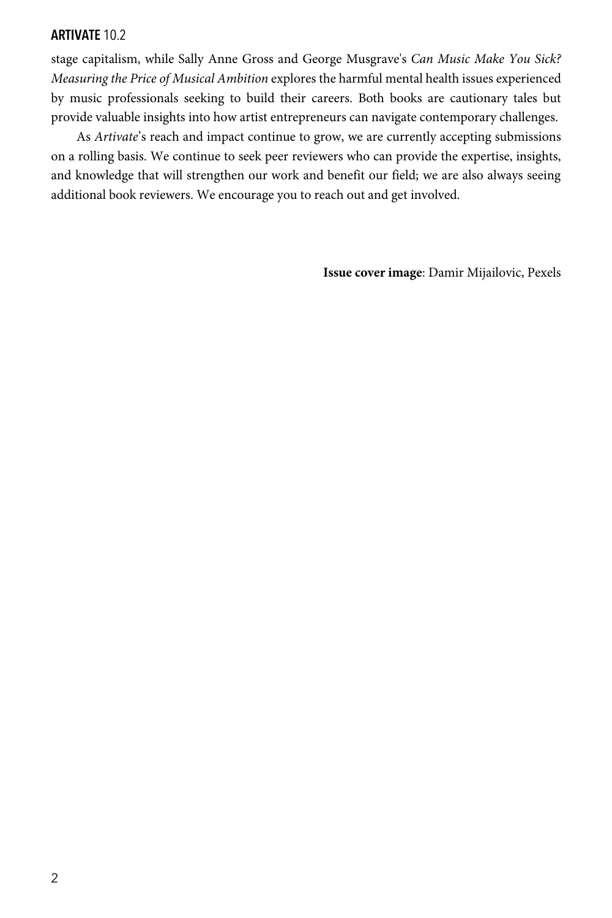stage capitalism, while Sally Anne Gross and George Musgrave's *Can Music Make You Sick? Measuring the Price of Musical Ambition* explores the harmful mental health issues experienced by music professionals seeking to build their careers. Both books are cautionary tales but provide valuable insights into how artist entrepreneurs can navigate contemporary challenges.

As *Artivate*'s reach and impact continue to grow, we are currently accepting submissions on a rolling basis. We continue to seek peer reviewers who can provide the expertise, insights, and knowledge that will strengthen our work and benefit our field; we are also always seeing additional book reviewers. We encourage you to reach out and get involved.

**Issue cover image**: Damir Mijailovic, Pexels